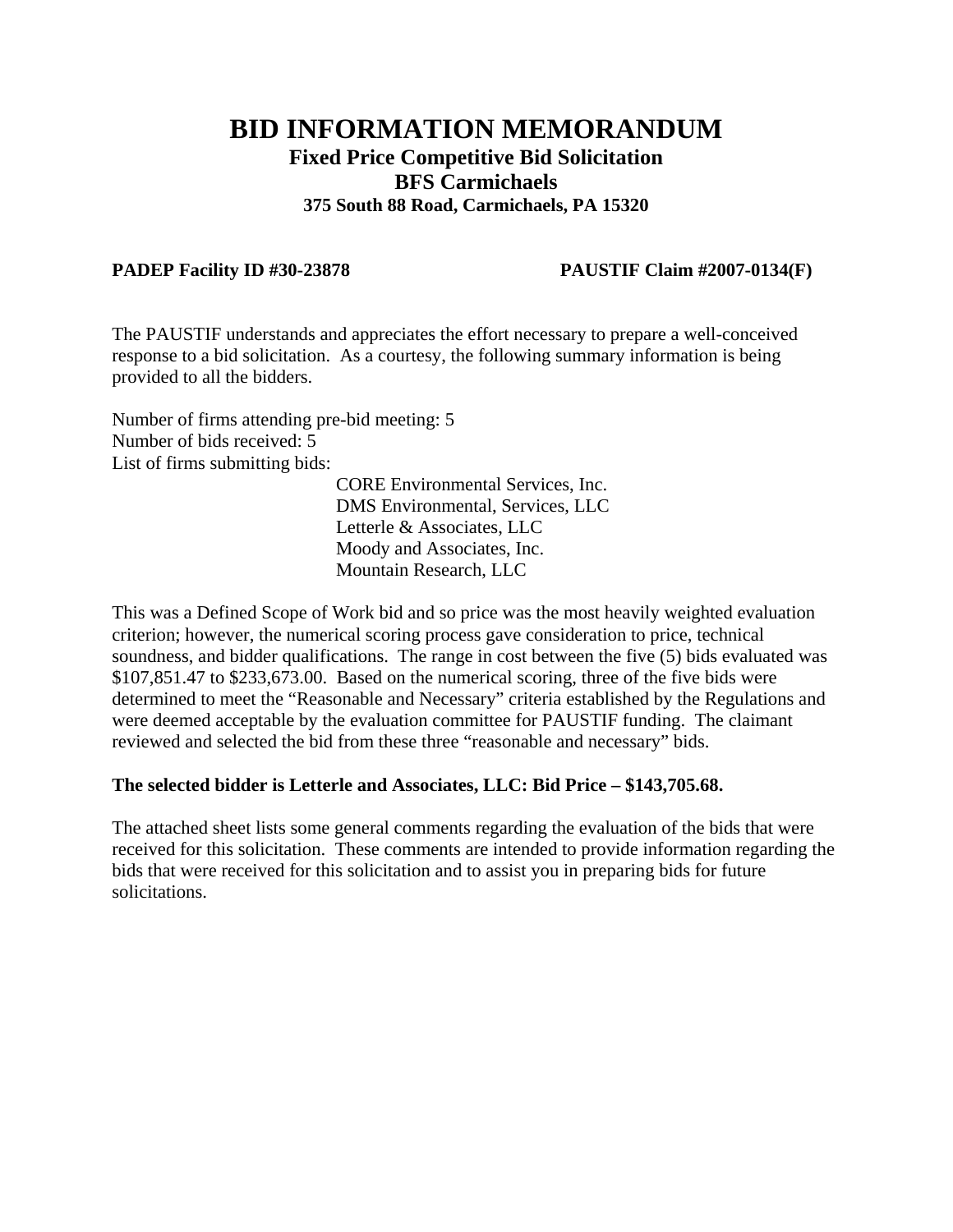# BID INFORMATION MEMORANDUM

## Fixed Price Competitive Bid Solicitation

## BFS Carmichaels

### 375 South 88 Road, Carmichaels, PA 15320

**PADEP Facility ID #30-23878** **PAUSTIF Claim #2007-0134(F)**

The PAUSTIF understands and appreciates the effort necessary to prepare a well-conceived response to a bid solicitation. As a courtesy, the following summary information is being provided to all the bidders.

Number of firms attending pre-bid meeting: 5
Number of bids received: 5
List of firms submitting bids:

- CORE Environmental Services, Inc.
- DMS Environmental, Services, LLC
- Letterle & Associates, LLC
- Moody and Associates, Inc.
- Mountain Research, LLC

This was a Defined Scope of Work bid and so price was the most heavily weighted evaluation criterion; however, the numerical scoring process gave consideration to price, technical soundness, and bidder qualifications. The range in cost between the five (5) bids evaluated was $107,851.47 to $233,673.00. Based on the numerical scoring, three of the five bids were determined to meet the "Reasonable and Necessary" criteria established by the Regulations and were deemed acceptable by the evaluation committee for PAUSTIF funding. The claimant reviewed and selected the bid from these three "reasonable and necessary" bids.

**The selected bidder is Letterle and Associates, LLC: Bid Price – $143,705.68.**

The attached sheet lists some general comments regarding the evaluation of the bids that were received for this solicitation. These comments are intended to provide information regarding the bids that were received for this solicitation and to assist you in preparing bids for future solicitations.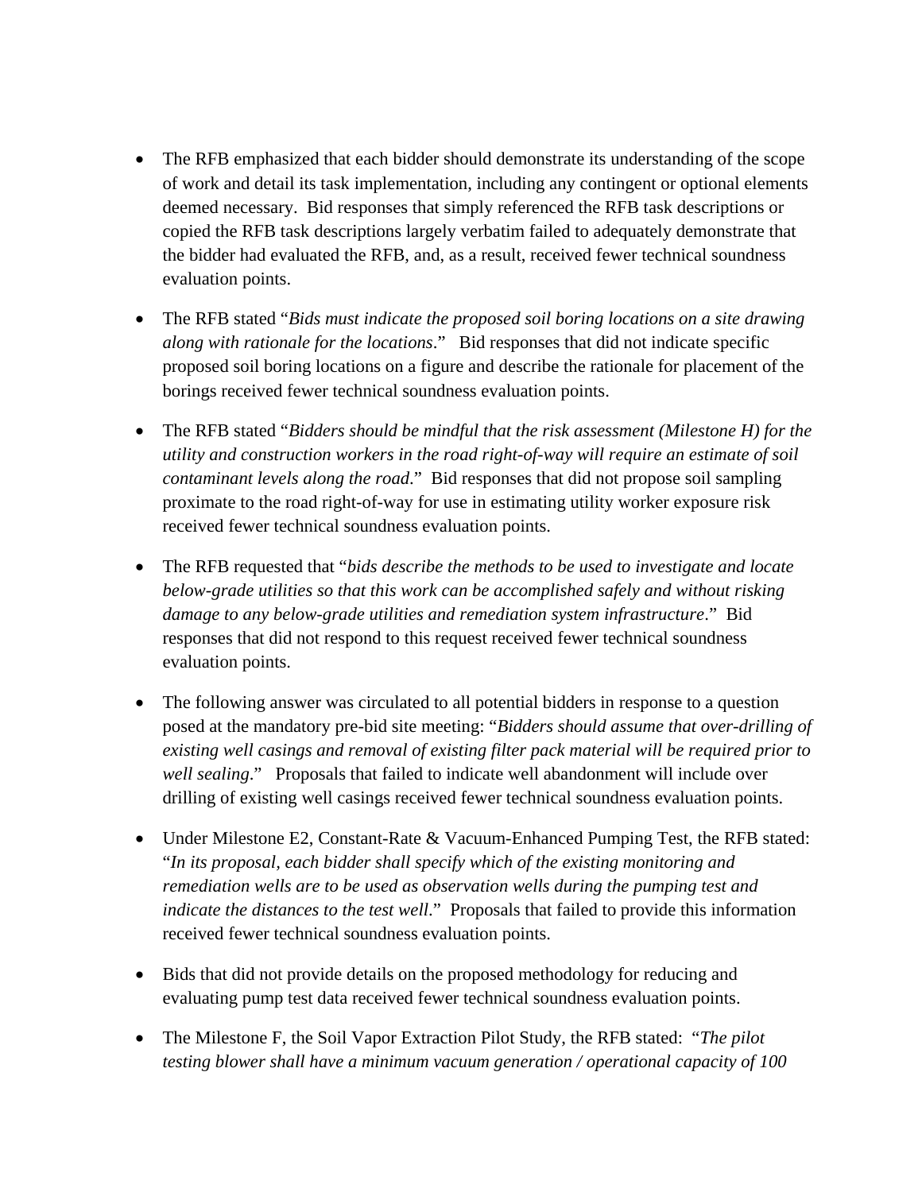- The RFB emphasized that each bidder should demonstrate its understanding of the scope of work and detail its task implementation, including any contingent or optional elements deemed necessary. Bid responses that simply referenced the RFB task descriptions or copied the RFB task descriptions largely verbatim failed to adequately demonstrate that the bidder had evaluated the RFB, and, as a result, received fewer technical soundness evaluation points.

- The RFB stated "*Bids must indicate the proposed soil boring locations on a site drawing along with rationale for the locations*." Bid responses that did not indicate specific proposed soil boring locations on a figure and describe the rationale for placement of the borings received fewer technical soundness evaluation points.

- The RFB stated "*Bidders should be mindful that the risk assessment (Milestone H) for the utility and construction workers in the road right-of-way will require an estimate of soil contaminant levels along the road*." Bid responses that did not propose soil sampling proximate to the road right-of-way for use in estimating utility worker exposure risk received fewer technical soundness evaluation points.

- The RFB requested that "*bids describe the methods to be used to investigate and locate below-grade utilities so that this work can be accomplished safely and without risking damage to any below-grade utilities and remediation system infrastructure*." Bid responses that did not respond to this request received fewer technical soundness evaluation points.

- The following answer was circulated to all potential bidders in response to a question posed at the mandatory pre-bid site meeting: "*Bidders should assume that over-drilling of existing well casings and removal of existing filter pack material will be required prior to well sealing*." Proposals that failed to indicate well abandonment will include over drilling of existing well casings received fewer technical soundness evaluation points.

- Under Milestone E2, Constant-Rate & Vacuum-Enhanced Pumping Test, the RFB stated: "*In its proposal, each bidder shall specify which of the existing monitoring and remediation wells are to be used as observation wells during the pumping test and indicate the distances to the test well*." Proposals that failed to provide this information received fewer technical soundness evaluation points.

- Bids that did not provide details on the proposed methodology for reducing and evaluating pump test data received fewer technical soundness evaluation points.

- The Milestone F, the Soil Vapor Extraction Pilot Study, the RFB stated: "*The pilot testing blower shall have a minimum vacuum generation / operational capacity of 100*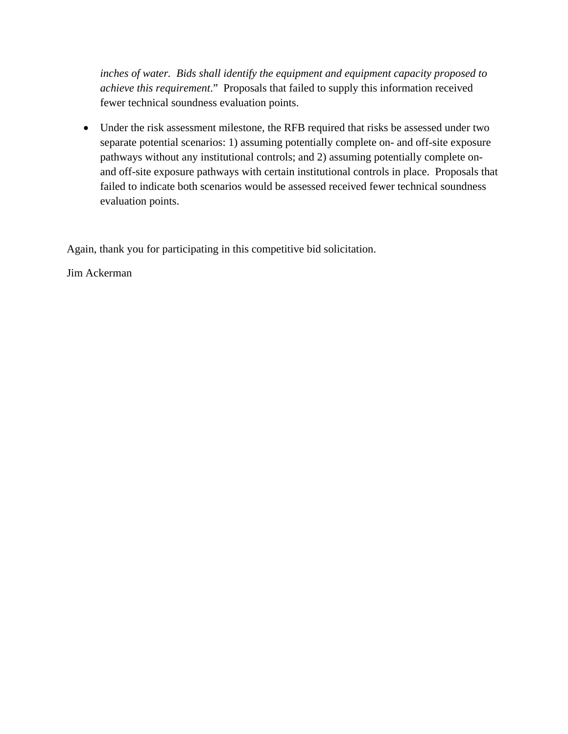*inches of water. Bids shall identify the equipment and equipment capacity proposed to achieve this requirement*." Proposals that failed to supply this information received fewer technical soundness evaluation points.

- Under the risk assessment milestone, the RFB required that risks be assessed under two separate potential scenarios: 1) assuming potentially complete on- and off-site exposure pathways without any institutional controls; and 2) assuming potentially complete on- and off-site exposure pathways with certain institutional controls in place. Proposals that failed to indicate both scenarios would be assessed received fewer technical soundness evaluation points.

Again, thank you for participating in this competitive bid solicitation.

Jim Ackerman